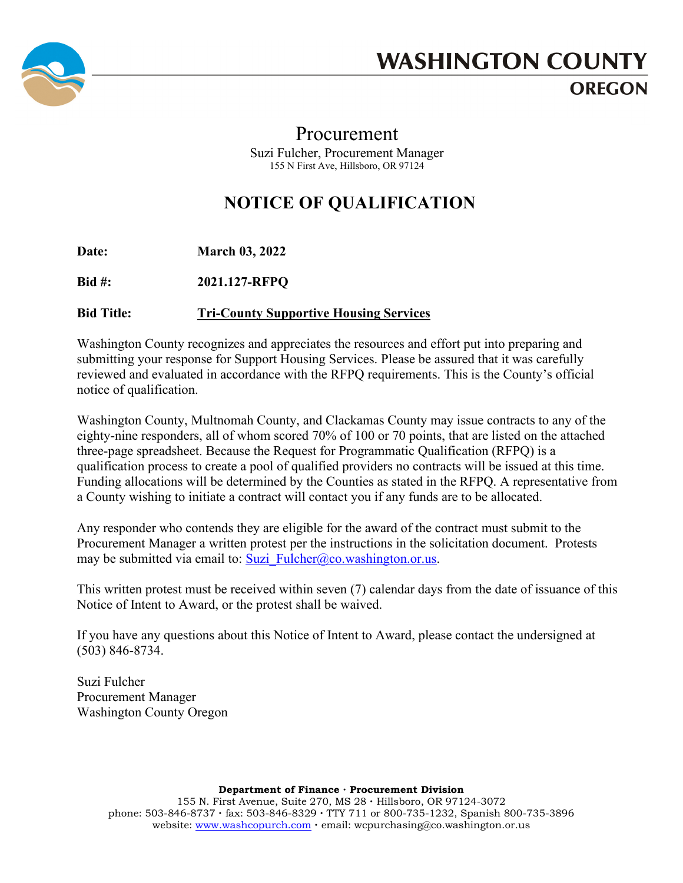# WASHINGTON COUNTY
## OREGON

## Procurement

Suzi Fulcher, Procurement Manager
155 N First Ave, Hillsboro, OR 97124

# NOTICE OF QUALIFICATION

**Date:** **March 03, 2022**

**Bid #:** **2021.127-RFPQ**

**Bid Title:** **Tri-County Supportive Housing Services**

Washington County recognizes and appreciates the resources and effort put into preparing and submitting your response for Support Housing Services. Please be assured that it was carefully reviewed and evaluated in accordance with the RFPQ requirements. This is the County's official notice of qualification.

Washington County, Multnomah County, and Clackamas County may issue contracts to any of the eighty-nine responders, all of whom scored 70% of 100 or 70 points, that are listed on the attached three-page spreadsheet. Because the Request for Programmatic Qualification (RFPQ) is a qualification process to create a pool of qualified providers no contracts will be issued at this time. Funding allocations will be determined by the Counties as stated in the RFPQ. A representative from a County wishing to initiate a contract will contact you if any funds are to be allocated.

Any responder who contends they are eligible for the award of the contract must submit to the Procurement Manager a written protest per the instructions in the solicitation document. Protests may be submitted via email to: Suzi_Fulcher@co.washington.or.us.

This written protest must be received within seven (7) calendar days from the date of issuance of this Notice of Intent to Award, or the protest shall be waived.

If you have any questions about this Notice of Intent to Award, please contact the undersigned at (503) 846-8734.

Suzi Fulcher
Procurement Manager
Washington County Oregon

**Department of Finance · Procurement Division**
155 N. First Avenue, Suite 270, MS 28 · Hillsboro, OR 97124-3072
phone: 503-846-8737 · fax: 503-846-8329 · TTY 711 or 800-735-1232, Spanish 800-735-3896
website: www.washcopurch.com · email: wcpurchasing@co.washington.or.us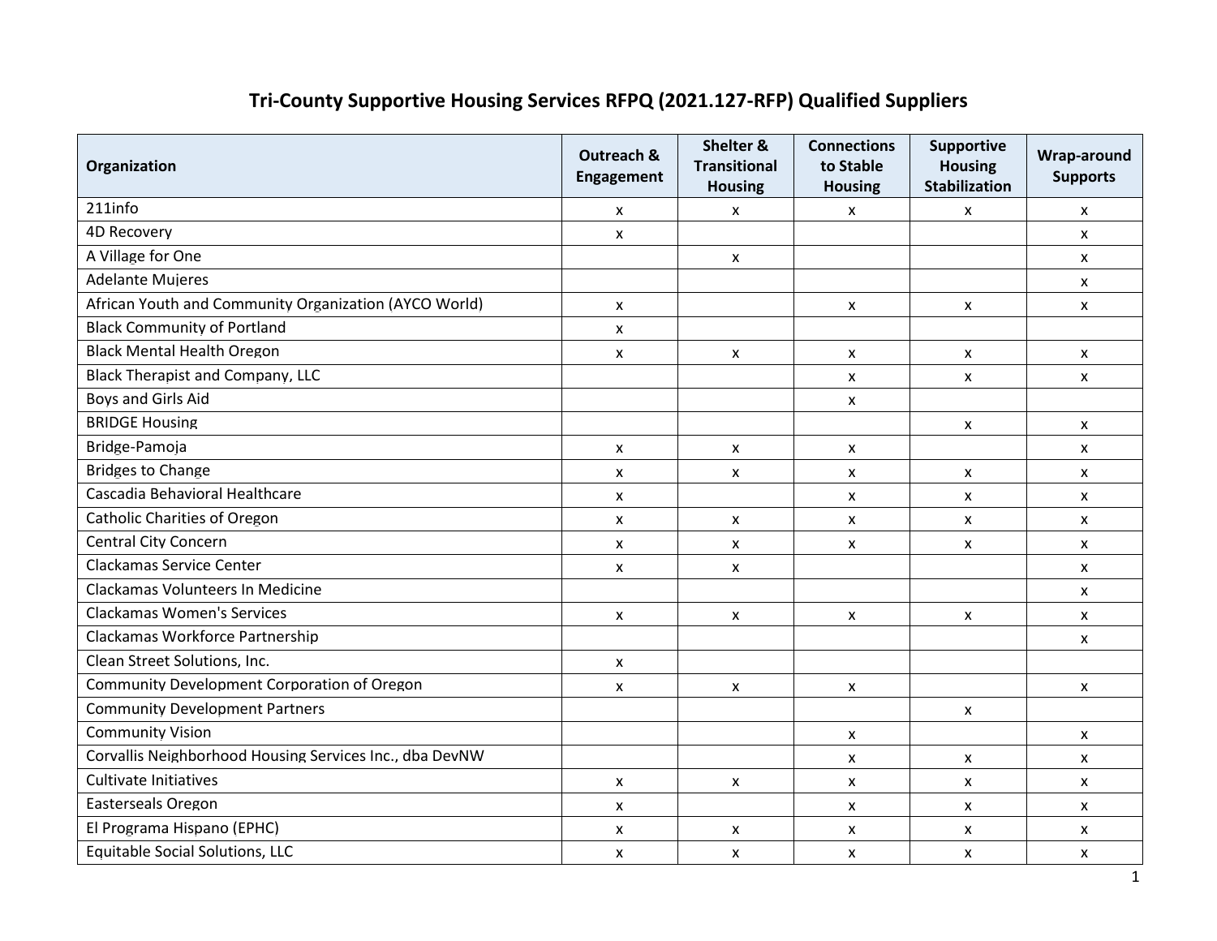# Tri-County Supportive Housing Services RFPQ (2021.127-RFP) Qualified Suppliers

| Organization | Outreach & Engagement | Shelter & Transitional Housing | Connections to Stable Housing | Supportive Housing Stabilization | Wrap-around Supports |
|---|---|---|---|---|---|
| 211info | x | x | x | x | x |
| 4D Recovery | x | | | | x |
| A Village for One | | x | | | x |
| Adelante Mujeres | | | | | x |
| African Youth and Community Organization (AYCO World) | x | | x | x | x |
| Black Community of Portland | x | | | | |
| Black Mental Health Oregon | x | x | x | x | x |
| Black Therapist and Company, LLC | | | x | x | x |
| Boys and Girls Aid | | | x | | |
| BRIDGE Housing | | | | x | x |
| Bridge-Pamoja | x | x | x | | x |
| Bridges to Change | x | x | x | x | x |
| Cascadia Behavioral Healthcare | x | | x | x | x |
| Catholic Charities of Oregon | x | x | x | x | x |
| Central City Concern | x | x | x | x | x |
| Clackamas Service Center | x | x | | | x |
| Clackamas Volunteers In Medicine | | | | | x |
| Clackamas Women's Services | x | x | x | x | x |
| Clackamas Workforce Partnership | | | | | x |
| Clean Street Solutions, Inc. | x | | | | |
| Community Development Corporation of Oregon | x | x | x | | x |
| Community Development Partners | | | | x | |
| Community Vision | | | x | | x |
| Corvallis Neighborhood Housing Services Inc., dba DevNW | | | x | x | x |
| Cultivate Initiatives | x | x | x | x | x |
| Easterseals Oregon | x | | x | x | x |
| El Programa Hispano (EPHC) | x | x | x | x | x |
| Equitable Social Solutions, LLC | x | x | x | x | x |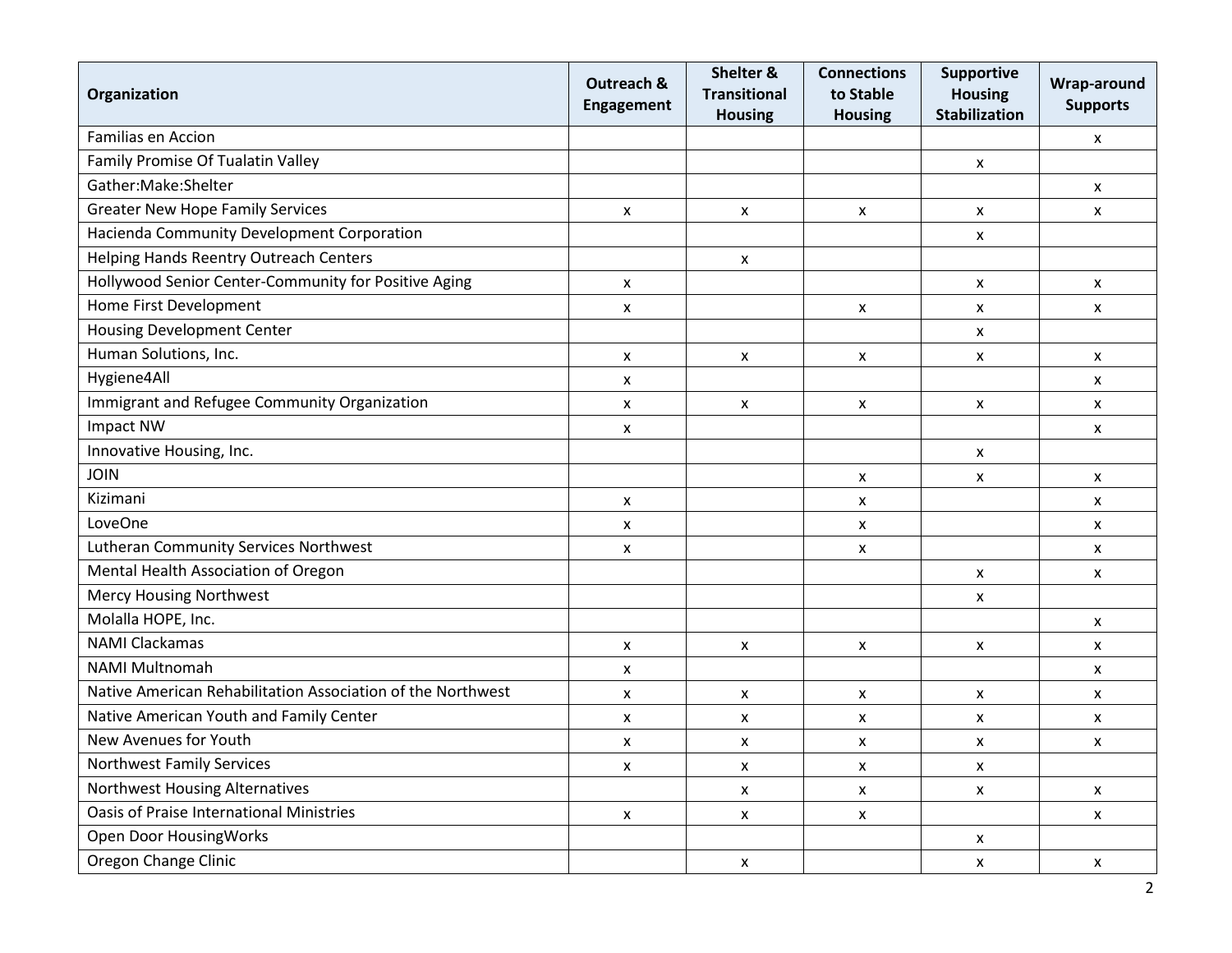| Organization | Outreach & Engagement | Shelter & Transitional Housing | Connections to Stable Housing | Supportive Housing Stabilization | Wrap-around Supports |
|---|---|---|---|---|---|
| Familias en Accion | | | | | x |
| Family Promise Of Tualatin Valley | | | | x | |
| Gather:Make:Shelter | | | | | x |
| Greater New Hope Family Services | x | x | x | x | x |
| Hacienda Community Development Corporation | | | | x | |
| Helping Hands Reentry Outreach Centers | | x | | | |
| Hollywood Senior Center-Community for Positive Aging | x | | | x | x |
| Home First Development | x | | x | x | x |
| Housing Development Center | | | | x | |
| Human Solutions, Inc. | x | x | x | x | x |
| Hygiene4All | x | | | | x |
| Immigrant and Refugee Community Organization | x | x | x | x | x |
| Impact NW | x | | | | x |
| Innovative Housing, Inc. | | | | x | |
| JOIN | | | x | x | x |
| Kizimani | x | | x | | x |
| LoveOne | x | | x | | x |
| Lutheran Community Services Northwest | x | | x | | x |
| Mental Health Association of Oregon | | | | x | x |
| Mercy Housing Northwest | | | | x | |
| Molalla HOPE, Inc. | | | | | x |
| NAMI Clackamas | x | x | x | x | x |
| NAMI Multnomah | x | | | | x |
| Native American Rehabilitation Association of the Northwest | x | x | x | x | x |
| Native American Youth and Family Center | x | x | x | x | x |
| New Avenues for Youth | x | x | x | x | x |
| Northwest Family Services | x | x | x | x | |
| Northwest Housing Alternatives | | x | x | x | x |
| Oasis of Praise International Ministries | x | x | x | | x |
| Open Door HousingWorks | | | | x | |
| Oregon Change Clinic | | x | | x | x |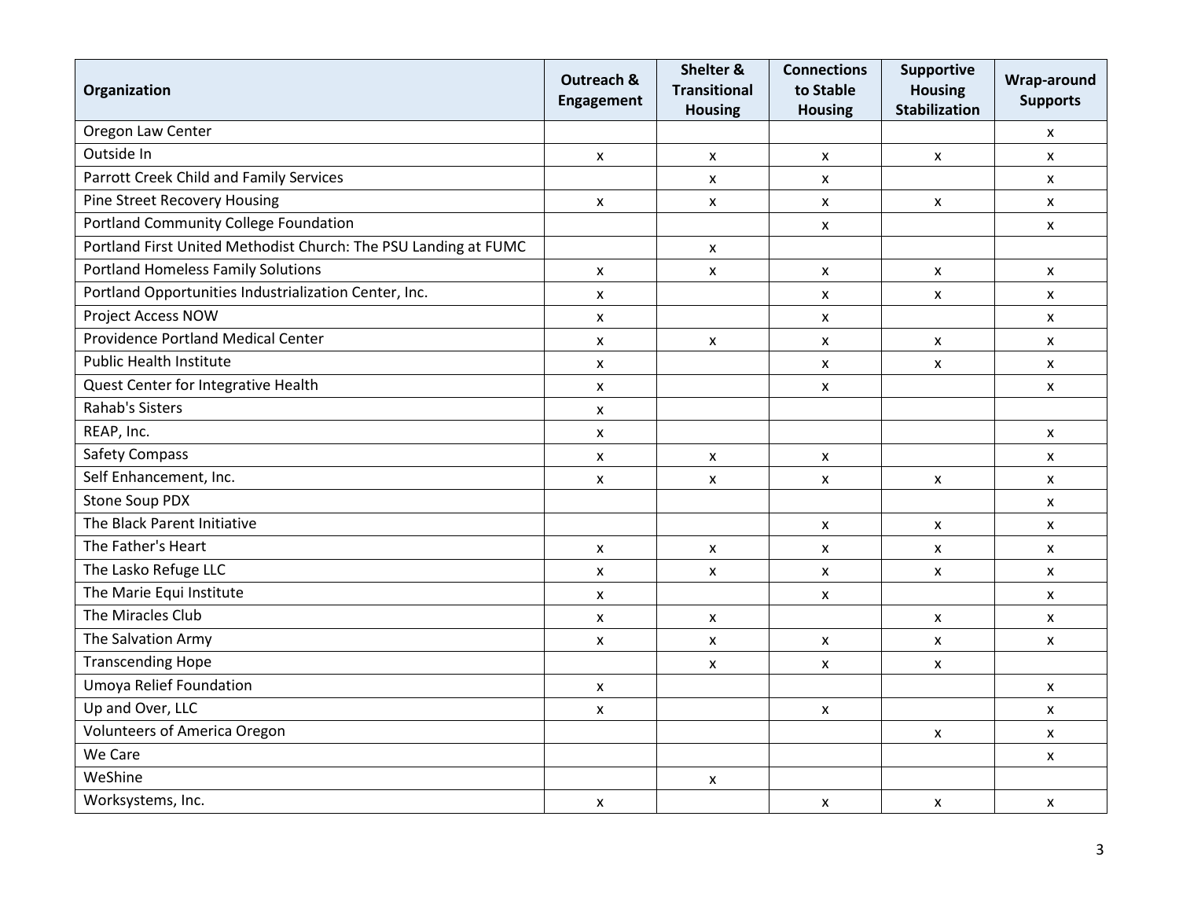| Organization | Outreach & Engagement | Shelter & Transitional Housing | Connections to Stable Housing | Supportive Housing Stabilization | Wrap-around Supports |
|---|---|---|---|---|---|
| Oregon Law Center | | | | | x |
| Outside In | x | x | x | x | x |
| Parrott Creek Child and Family Services | | x | x | | x |
| Pine Street Recovery Housing | x | x | x | x | x |
| Portland Community College Foundation | | | x | | x |
| Portland First United Methodist Church: The PSU Landing at FUMC | | x | | | |
| Portland Homeless Family Solutions | x | x | x | x | x |
| Portland Opportunities Industrialization Center, Inc. | x | | x | x | x |
| Project Access NOW | x | | x | | x |
| Providence Portland Medical Center | x | x | x | x | x |
| Public Health Institute | x | | x | x | x |
| Quest Center for Integrative Health | x | | x | | x |
| Rahab's Sisters | x | | | | |
| REAP, Inc. | x | | | | x |
| Safety Compass | x | x | x | | x |
| Self Enhancement, Inc. | x | x | x | x | x |
| Stone Soup PDX | | | | | x |
| The Black Parent Initiative | | | x | x | x |
| The Father's Heart | x | x | x | x | x |
| The Lasko Refuge LLC | x | x | x | x | x |
| The Marie Equi Institute | x | | x | | x |
| The Miracles Club | x | x | | x | x |
| The Salvation Army | x | x | x | x | x |
| Transcending Hope | | x | x | x | |
| Umoya Relief Foundation | x | | | | x |
| Up and Over, LLC | x | | x | | x |
| Volunteers of America Oregon | | | | x | x |
| We Care | | | | | x |
| WeShine | | x | | | |
| Worksystems, Inc. | x | | x | x | x |